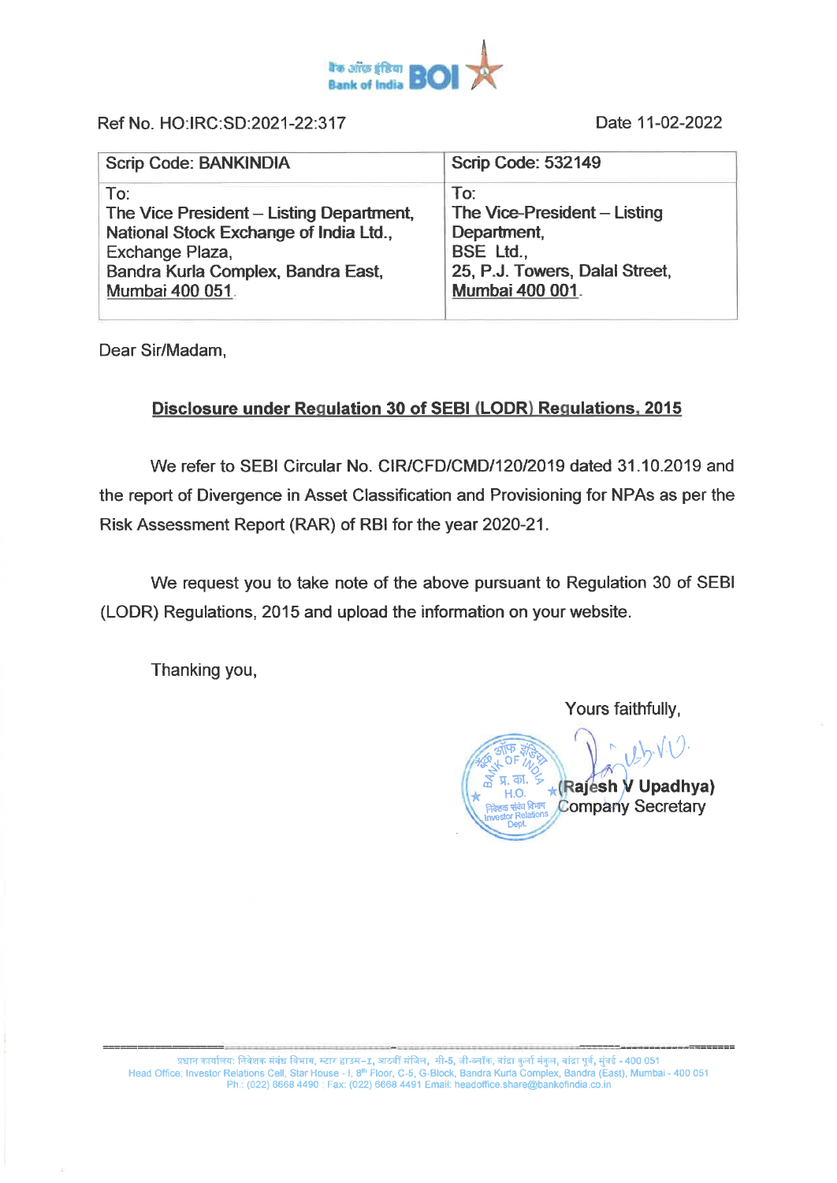बैंक ऑफ इंडिया Bank of India BOI

Ref No. HO:IRC:SD:2021-22:317

Date 11-02-2022

| Scrip Code: BANKINDIA | Scrip Code: 532149 |
|---|---|
| To:<br>The Vice President – Listing Department,<br>National Stock Exchange of India Ltd.,<br>Exchange Plaza,<br>Bandra Kurla Complex, Bandra East,<br>Mumbai 400 051. | To:<br>The Vice-President – Listing Department,<br>BSE Ltd.,<br>25, P.J. Towers, Dalal Street,<br>Mumbai 400 001. |

Dear Sir/Madam,

**Disclosure under Regulation 30 of SEBI (LODR) Regulations, 2015**

We refer to SEBI Circular No. CIR/CFD/CMD/120/2019 dated 31.10.2019 and the report of Divergence in Asset Classification and Provisioning for NPAs as per the Risk Assessment Report (RAR) of RBI for the year 2020-21.

We request you to take note of the above pursuant to Regulation 30 of SEBI (LODR) Regulations, 2015 and upload the information on your website.

Thanking you,

Yours faithfully,

**(Rajesh V Upadhya)**
Company Secretary

प्रधान कार्यालय: निवेशक संबंध विभाग, स्टार हाउस–I, आठवीं मंजिल, सी-5, जी-ब्लॉक, बांद्रा कुर्ला संकुल, बांद्रा पूर्व, मुंबई - 400 051
Head Office: Investor Relations Cell, Star House - I, 8th Floor, C-5, G-Block, Bandra Kurla Complex, Bandra (East), Mumbai - 400 051
Ph.: (022) 6668 4490 : Fax: (022) 6668 4491 Email: headoffice.share@bankofindia.co.in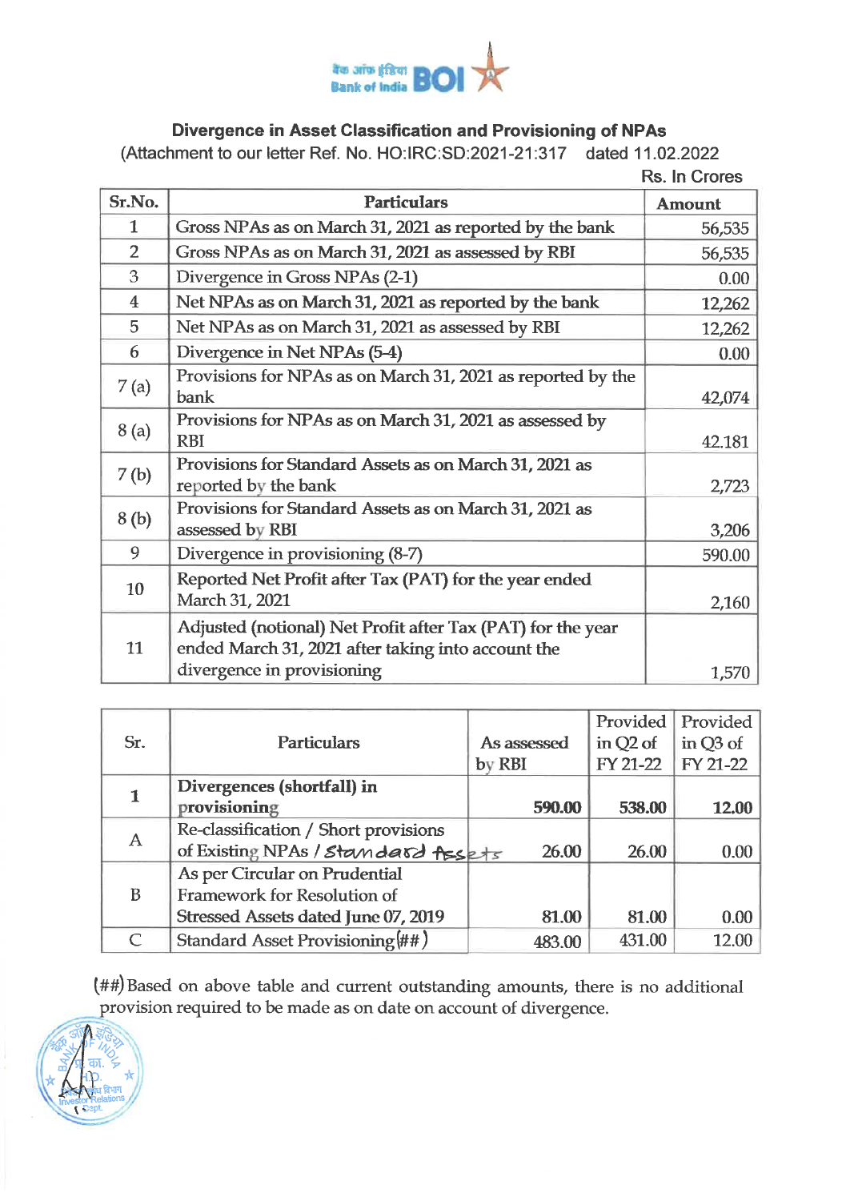**Divergence in Asset Classification and Provisioning of NPAs**

(Attachment to our letter Ref. No. HO:IRC:SD:2021-21:317 dated 11.02.2022

Rs. In Crores

| Sr.No. | Particulars | Amount |
|---|---|---|
| 1 | Gross NPAs as on March 31, 2021 as reported by the bank | 56,535 |
| 2 | Gross NPAs as on March 31, 2021 as assessed by RBI | 56,535 |
| 3 | Divergence in Gross NPAs (2-1) | 0.00 |
| 4 | Net NPAs as on March 31, 2021 as reported by the bank | 12,262 |
| 5 | Net NPAs as on March 31, 2021 as assessed by RBI | 12,262 |
| 6 | Divergence in Net NPAs (5-4) | 0.00 |
| 7 (a) | Provisions for NPAs as on March 31, 2021 as reported by the bank | 42,074 |
| 8 (a) | Provisions for NPAs as on March 31, 2021 as assessed by RBI | 42.181 |
| 7 (b) | Provisions for Standard Assets as on March 31, 2021 as reported by the bank | 2,723 |
| 8 (b) | Provisions for Standard Assets as on March 31, 2021 as assessed by RBI | 3,206 |
| 9 | Divergence in provisioning (8-7) | 590.00 |
| 10 | Reported Net Profit after Tax (PAT) for the year ended March 31, 2021 | 2,160 |
| 11 | Adjusted (notional) Net Profit after Tax (PAT) for the year ended March 31, 2021 after taking into account the divergence in provisioning | 1,570 |

| Sr. | Particulars | As assessed by RBI | Provided in Q2 of FY 21-22 | Provided in Q3 of FY 21-22 |
|---|---|---|---|---|
| **1** | **Divergences (shortfall) in provisioning** | **590.00** | **538.00** | **12.00** |
| A | Re-classification / Short provisions of Existing NPAs / Standard Assets | 26.00 | 26.00 | 0.00 |
| B | As per Circular on Prudential Framework for Resolution of Stressed Assets dated June 07, 2019 | 81.00 | 81.00 | 0.00 |
| C | Standard Asset Provisioning (##) | 483.00 | 431.00 | 12.00 |

(##) Based on above table and current outstanding amounts, there is no additional provision required to be made as on date on account of divergence.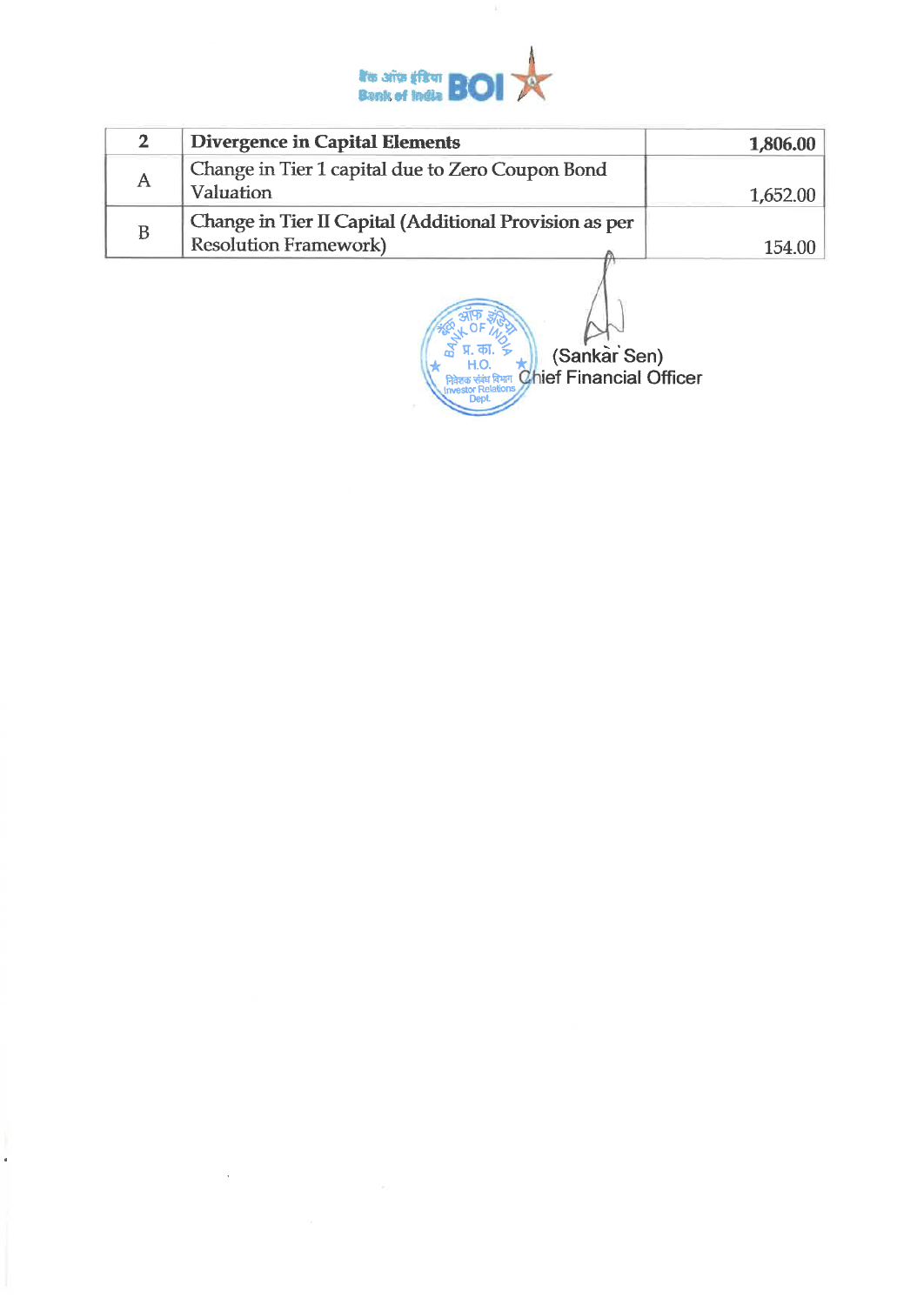| | | |
|---|---|---|
| **2** | **Divergence in Capital Elements** | **1,806.00** |
| A | Change in Tier 1 capital due to Zero Coupon Bond Valuation | 1,652.00 |
| B | Change in Tier II Capital (Additional Provision as per Resolution Framework) | 154.00 |

(Sankar Sen)
Chief Financial Officer